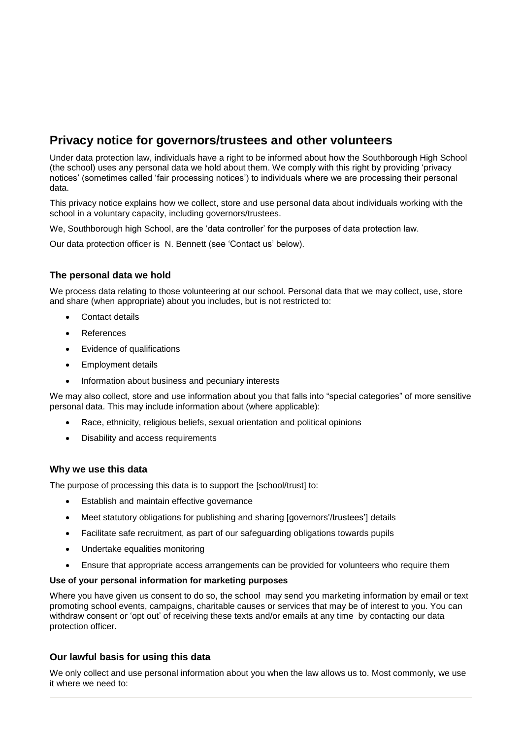# Privacy notice for governors/trustees and other volunteers

Under data protection law, individuals have a right to be informed about how the Southborough High School (the school) uses any personal data we hold about them. We comply with this right by providing 'privacy notices' (sometimes called 'fair processing notices') to individuals where we are processing their personal data.

This privacy notice explains how we collect, store and use personal data about individuals working with the school in a voluntary capacity, including governors/trustees.

We, Southborough high School, are the 'data controller' for the purposes of data protection law.

Our data protection officer is N. Bennett (see 'Contact us' below).

## The personal data we hold

We process data relating to those volunteering at our school. Personal data that we may collect, use, store and share (when appropriate) about you includes, but is not restricted to:

- Contact details
- References
- Evidence of qualifications
- Employment details
- Information about business and pecuniary interests

We may also collect, store and use information about you that falls into "special categories" of more sensitive personal data. This may include information about (where applicable):

- Race, ethnicity, religious beliefs, sexual orientation and political opinions
- Disability and access requirements

## Why we use this data

The purpose of processing this data is to support the [school/trust] to:

- Establish and maintain effective governance
- Meet statutory obligations for publishing and sharing [governors'/trustees'] details
- Facilitate safe recruitment, as part of our safeguarding obligations towards pupils
- Undertake equalities monitoring
- Ensure that appropriate access arrangements can be provided for volunteers who require them

### Use of your personal information for marketing purposes

Where you have given us consent to do so, the school may send you marketing information by email or text promoting school events, campaigns, charitable causes or services that may be of interest to you. You can withdraw consent or 'opt out' of receiving these texts and/or emails at any time by contacting our data protection officer.

## Our lawful basis for using this data

We only collect and use personal information about you when the law allows us to. Most commonly, we use it where we need to: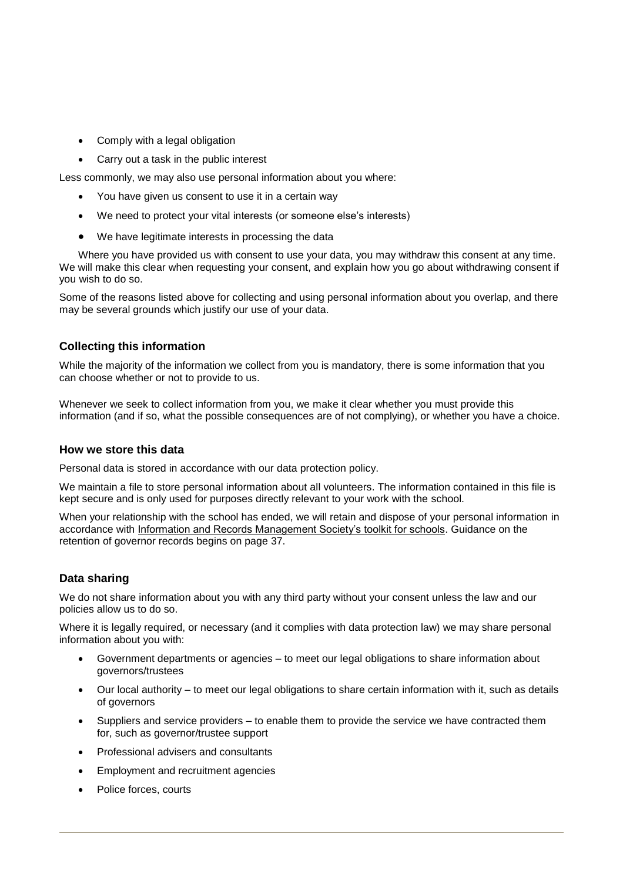- Comply with a legal obligation
- Carry out a task in the public interest

Less commonly, we may also use personal information about you where:

- You have given us consent to use it in a certain way
- We need to protect your vital interests (or someone else's interests)
- We have legitimate interests in processing the data

Where you have provided us with consent to use your data, you may withdraw this consent at any time. We will make this clear when requesting your consent, and explain how you go about withdrawing consent if you wish to do so.

Some of the reasons listed above for collecting and using personal information about you overlap, and there may be several grounds which justify our use of your data.

### Collecting this information

While the majority of the information we collect from you is mandatory, there is some information that you can choose whether or not to provide to us.

Whenever we seek to collect information from you, we make it clear whether you must provide this information (and if so, what the possible consequences are of not complying), or whether you have a choice.

### How we store this data

Personal data is stored in accordance with our data protection policy.

We maintain a file to store personal information about all volunteers. The information contained in this file is kept secure and is only used for purposes directly relevant to your work with the school.

When your relationship with the school has ended, we will retain and dispose of your personal information in accordance with Information and Records Management Society's toolkit for schools. Guidance on the retention of governor records begins on page 37.

### Data sharing

We do not share information about you with any third party without your consent unless the law and our policies allow us to do so.

Where it is legally required, or necessary (and it complies with data protection law) we may share personal information about you with:

- Government departments or agencies – to meet our legal obligations to share information about governors/trustees
- Our local authority – to meet our legal obligations to share certain information with it, such as details of governors
- Suppliers and service providers – to enable them to provide the service we have contracted them for, such as governor/trustee support
- Professional advisers and consultants
- Employment and recruitment agencies
- Police forces, courts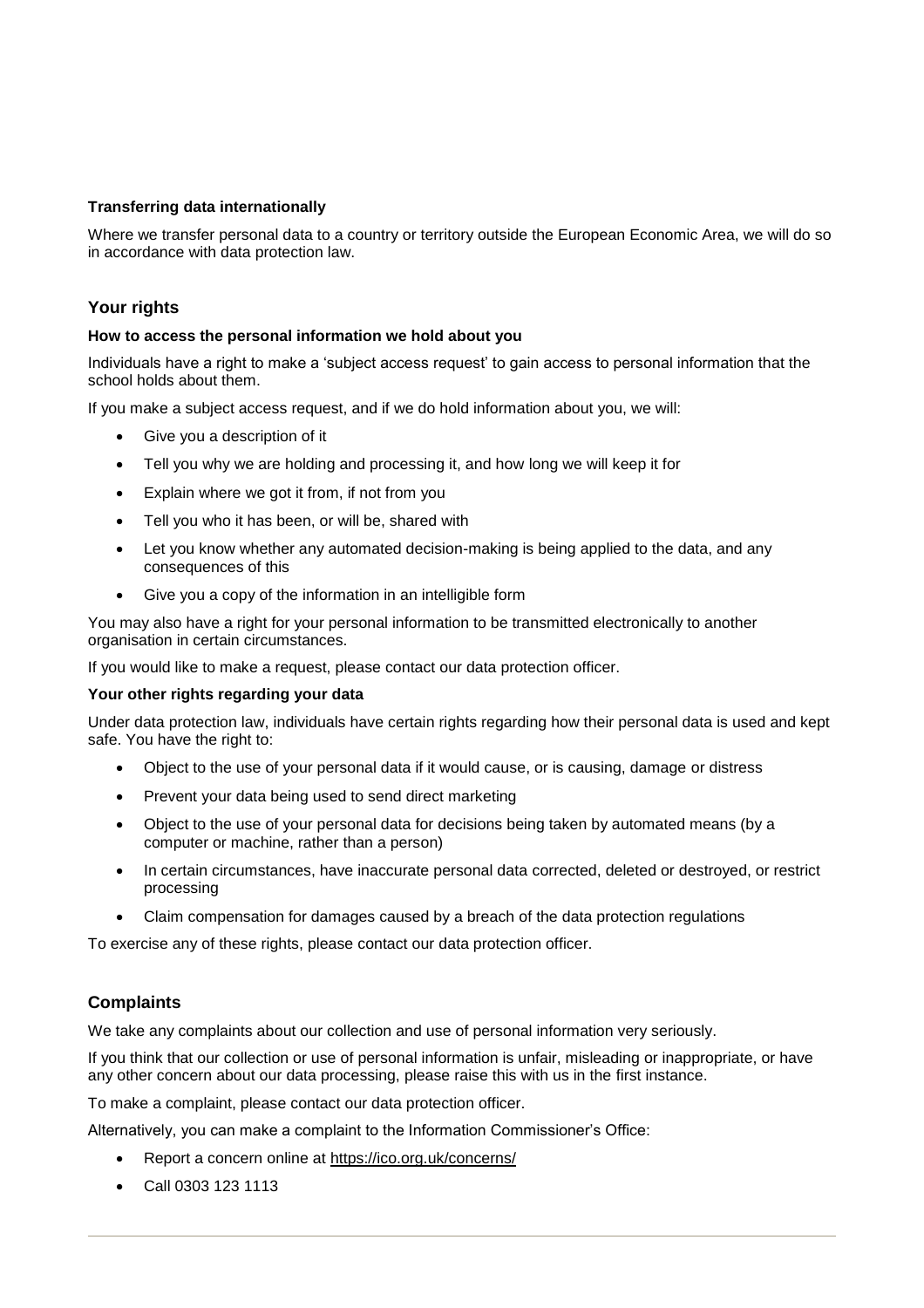#### Transferring data internationally

Where we transfer personal data to a country or territory outside the European Economic Area, we will do so in accordance with data protection law.

## Your rights

#### How to access the personal information we hold about you

Individuals have a right to make a 'subject access request' to gain access to personal information that the school holds about them.

If you make a subject access request, and if we do hold information about you, we will:

- Give you a description of it
- Tell you why we are holding and processing it, and how long we will keep it for
- Explain where we got it from, if not from you
- Tell you who it has been, or will be, shared with
- Let you know whether any automated decision-making is being applied to the data, and any consequences of this
- Give you a copy of the information in an intelligible form

You may also have a right for your personal information to be transmitted electronically to another organisation in certain circumstances.

If you would like to make a request, please contact our data protection officer.

#### Your other rights regarding your data

Under data protection law, individuals have certain rights regarding how their personal data is used and kept safe. You have the right to:

- Object to the use of your personal data if it would cause, or is causing, damage or distress
- Prevent your data being used to send direct marketing
- Object to the use of your personal data for decisions being taken by automated means (by a computer or machine, rather than a person)
- In certain circumstances, have inaccurate personal data corrected, deleted or destroyed, or restrict processing
- Claim compensation for damages caused by a breach of the data protection regulations

To exercise any of these rights, please contact our data protection officer.

## Complaints

We take any complaints about our collection and use of personal information very seriously.

If you think that our collection or use of personal information is unfair, misleading or inappropriate, or have any other concern about our data processing, please raise this with us in the first instance.

To make a complaint, please contact our data protection officer.

Alternatively, you can make a complaint to the Information Commissioner's Office:

- Report a concern online at https://ico.org.uk/concerns/
- Call 0303 123 1113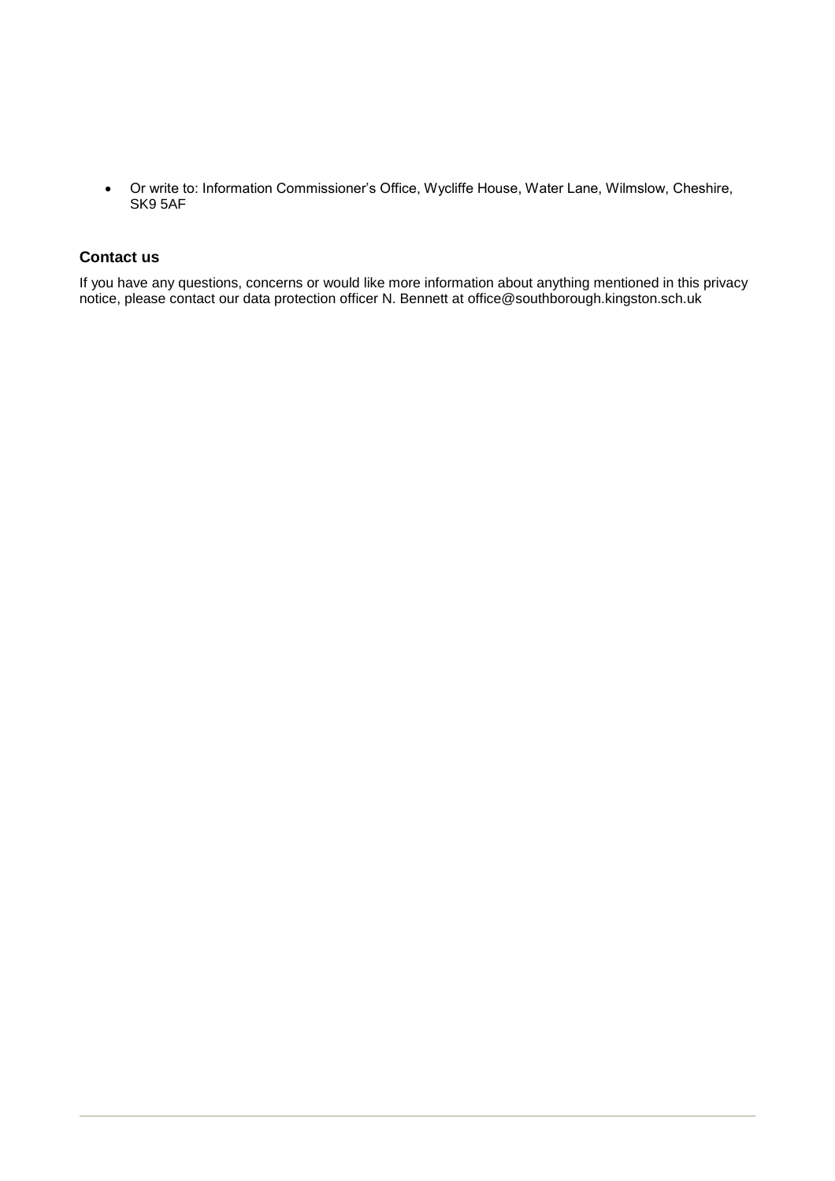- Or write to: Information Commissioner's Office, Wycliffe House, Water Lane, Wilmslow, Cheshire, SK9 5AF

### Contact us

If you have any questions, concerns or would like more information about anything mentioned in this privacy notice, please contact our data protection officer N. Bennett at office@southborough.kingston.sch.uk